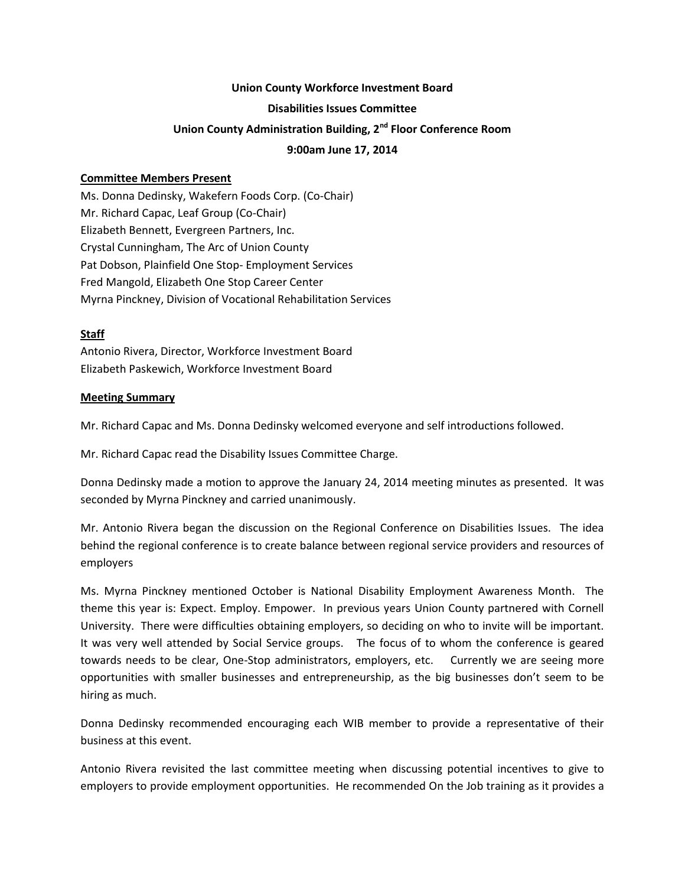**Union County Workforce Investment Board**

**Disabilities Issues Committee**

**Union County Administration Building, 2nd Floor Conference Room**

**9:00am June 17, 2014**

**Committee Members Present**

Ms. Donna Dedinsky, Wakefern Foods Corp. (Co-Chair)
Mr. Richard Capac, Leaf Group (Co-Chair)
Elizabeth Bennett, Evergreen Partners, Inc.
Crystal Cunningham, The Arc of Union County
Pat Dobson, Plainfield One Stop- Employment Services
Fred Mangold, Elizabeth One Stop Career Center
Myrna Pinckney, Division of Vocational Rehabilitation Services

**Staff**

Antonio Rivera, Director, Workforce Investment Board
Elizabeth Paskewich, Workforce Investment Board

**Meeting Summary**

Mr. Richard Capac and Ms. Donna Dedinsky welcomed everyone and self introductions followed.

Mr. Richard Capac read the Disability Issues Committee Charge.

Donna Dedinsky made a motion to approve the January 24, 2014 meeting minutes as presented. It was seconded by Myrna Pinckney and carried unanimously.

Mr. Antonio Rivera began the discussion on the Regional Conference on Disabilities Issues. The idea behind the regional conference is to create balance between regional service providers and resources of employers

Ms. Myrna Pinckney mentioned October is National Disability Employment Awareness Month. The theme this year is: Expect. Employ. Empower. In previous years Union County partnered with Cornell University. There were difficulties obtaining employers, so deciding on who to invite will be important. It was very well attended by Social Service groups. The focus of to whom the conference is geared towards needs to be clear, One-Stop administrators, employers, etc. Currently we are seeing more opportunities with smaller businesses and entrepreneurship, as the big businesses don't seem to be hiring as much.

Donna Dedinsky recommended encouraging each WIB member to provide a representative of their business at this event.

Antonio Rivera revisited the last committee meeting when discussing potential incentives to give to employers to provide employment opportunities. He recommended On the Job training as it provides a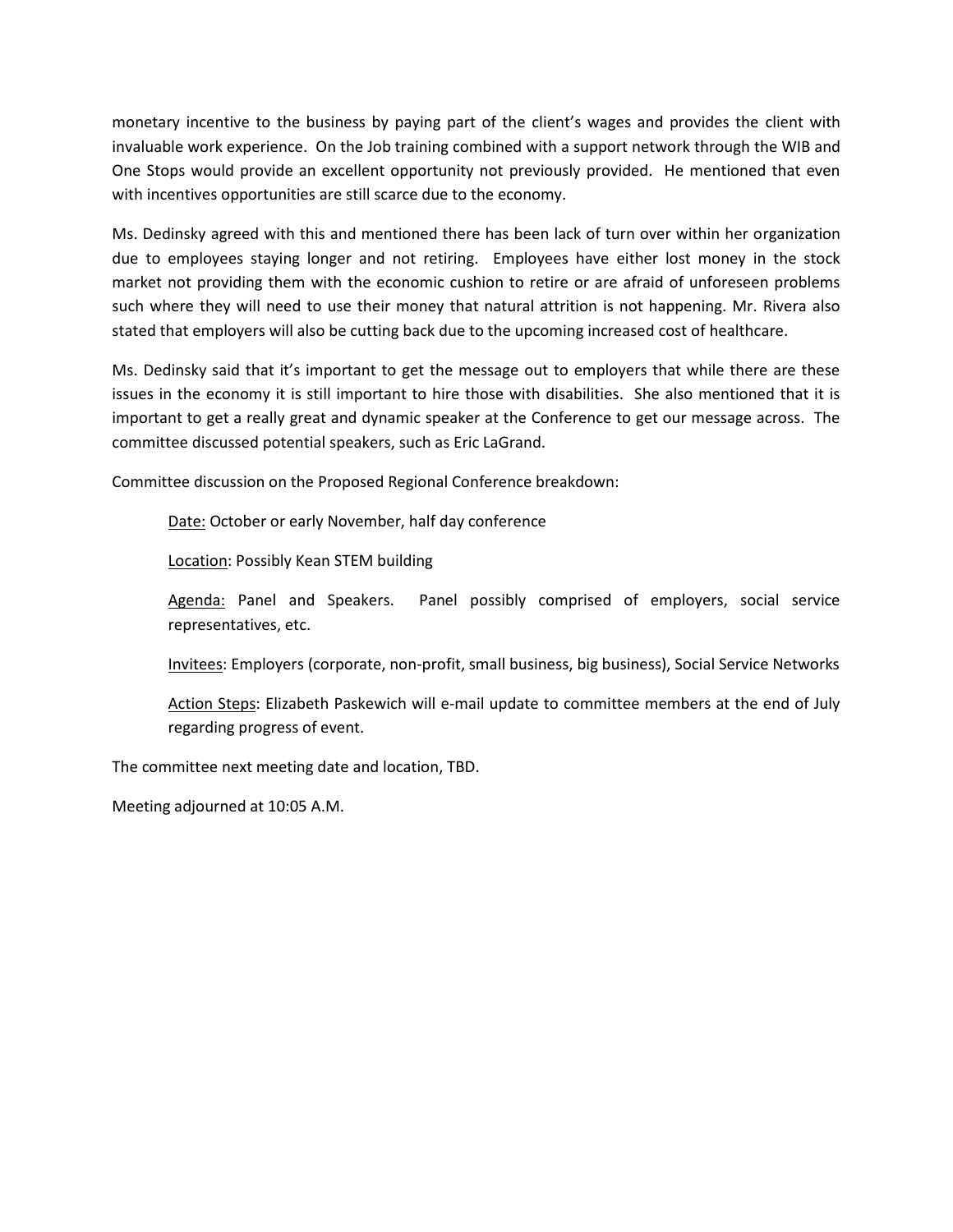monetary incentive to the business by paying part of the client's wages and provides the client with invaluable work experience. On the Job training combined with a support network through the WIB and One Stops would provide an excellent opportunity not previously provided. He mentioned that even with incentives opportunities are still scarce due to the economy.

Ms. Dedinsky agreed with this and mentioned there has been lack of turn over within her organization due to employees staying longer and not retiring. Employees have either lost money in the stock market not providing them with the economic cushion to retire or are afraid of unforeseen problems such where they will need to use their money that natural attrition is not happening. Mr. Rivera also stated that employers will also be cutting back due to the upcoming increased cost of healthcare.

Ms. Dedinsky said that it's important to get the message out to employers that while there are these issues in the economy it is still important to hire those with disabilities. She also mentioned that it is important to get a really great and dynamic speaker at the Conference to get our message across. The committee discussed potential speakers, such as Eric LaGrand.

Committee discussion on the Proposed Regional Conference breakdown:

> <u>Date:</u> October or early November, half day conference
>
> <u>Location</u>: Possibly Kean STEM building
>
> <u>Agenda:</u> Panel and Speakers. Panel possibly comprised of employers, social service representatives, etc.
>
> <u>Invitees</u>: Employers (corporate, non-profit, small business, big business), Social Service Networks
>
> <u>Action Steps</u>: Elizabeth Paskewich will e-mail update to committee members at the end of July regarding progress of event.

The committee next meeting date and location, TBD.

Meeting adjourned at 10:05 A.M.